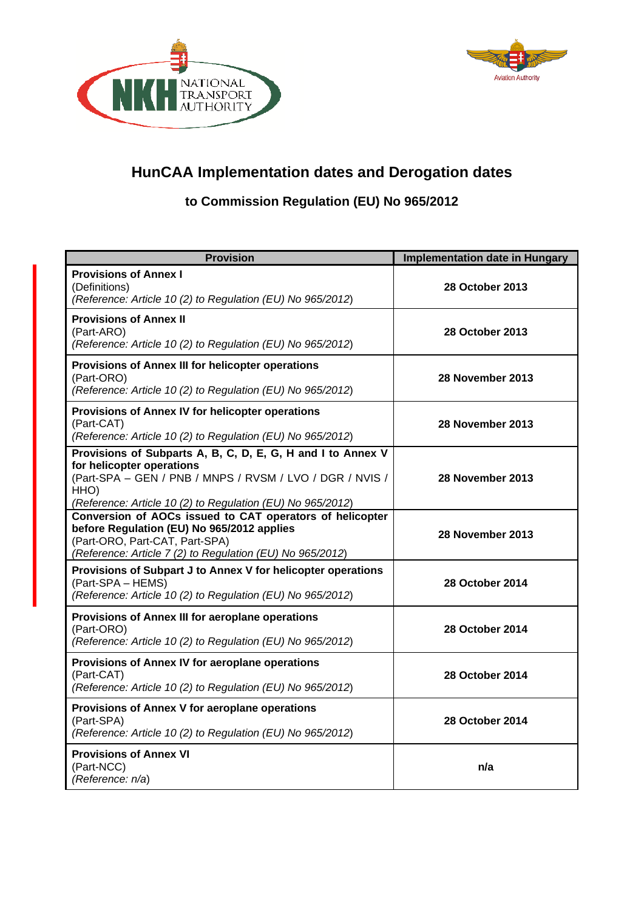# HunCAA Implementation dates and Derogation dates

## to Commission Regulation (EU) No 965/2012

| Provision | Implementation date in Hungary |
|---|---|
| **Provisions of Annex I**<br>(Definitions)<br>*(Reference: Article 10 (2) to Regulation (EU) No 965/2012)* | **28 October 2013** |
| **Provisions of Annex II**<br>(Part-ARO)<br>*(Reference: Article 10 (2) to Regulation (EU) No 965/2012)* | **28 October 2013** |
| **Provisions of Annex III for helicopter operations**<br>(Part-ORO)<br>*(Reference: Article 10 (2) to Regulation (EU) No 965/2012)* | **28 November 2013** |
| **Provisions of Annex IV for helicopter operations**<br>(Part-CAT)<br>*(Reference: Article 10 (2) to Regulation (EU) No 965/2012)* | **28 November 2013** |
| **Provisions of Subparts A, B, C, D, E, G, H and I to Annex V for helicopter operations**<br>(Part-SPA – GEN / PNB / MNPS / RVSM / LVO / DGR / NVIS / HHO)<br>*(Reference: Article 10 (2) to Regulation (EU) No 965/2012)* | **28 November 2013** |
| **Conversion of AOCs issued to CAT operators of helicopter before Regulation (EU) No 965/2012 applies**<br>(Part-ORO, Part-CAT, Part-SPA)<br>*(Reference: Article 7 (2) to Regulation (EU) No 965/2012)* | **28 November 2013** |
| **Provisions of Subpart J to Annex V for helicopter operations**<br>(Part-SPA – HEMS)<br>*(Reference: Article 10 (2) to Regulation (EU) No 965/2012)* | **28 October 2014** |
| **Provisions of Annex III for aeroplane operations**<br>(Part-ORO)<br>*(Reference: Article 10 (2) to Regulation (EU) No 965/2012)* | **28 October 2014** |
| **Provisions of Annex IV for aeroplane operations**<br>(Part-CAT)<br>*(Reference: Article 10 (2) to Regulation (EU) No 965/2012)* | **28 October 2014** |
| **Provisions of Annex V for aeroplane operations**<br>(Part-SPA)<br>*(Reference: Article 10 (2) to Regulation (EU) No 965/2012)* | **28 October 2014** |
| **Provisions of Annex VI**<br>(Part-NCC)<br>*(Reference: n/a)* | **n/a** |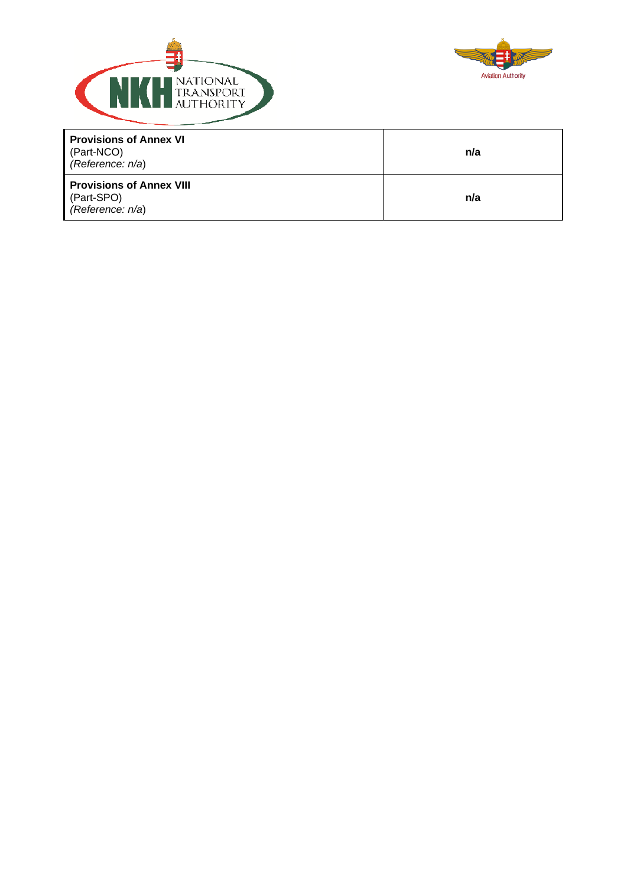| | |
|---|---|
| **Provisions of Annex VI**<br>(Part-NCO)<br>*(Reference: n/a*) | **n/a** |
| **Provisions of Annex VIII**<br>(Part-SPO)<br>*(Reference: n/a*) | **n/a** |